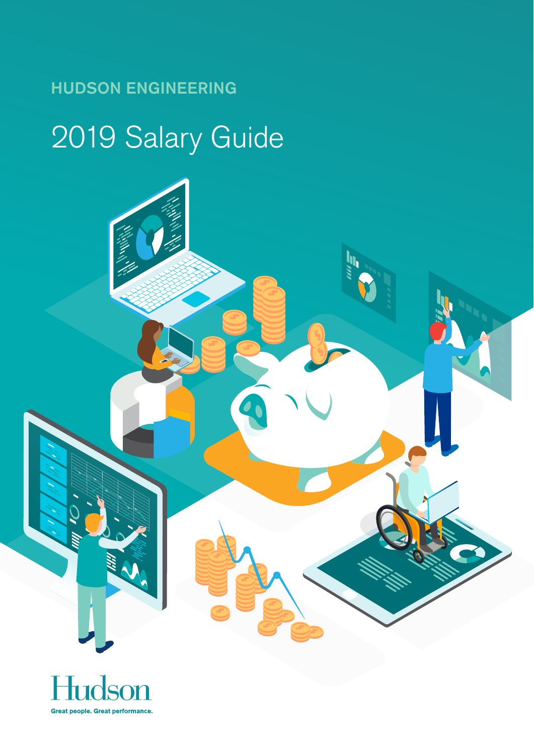HUDSON ENGINEERING

# 2019 Salary Guide

Hudson

Great people. Great performance.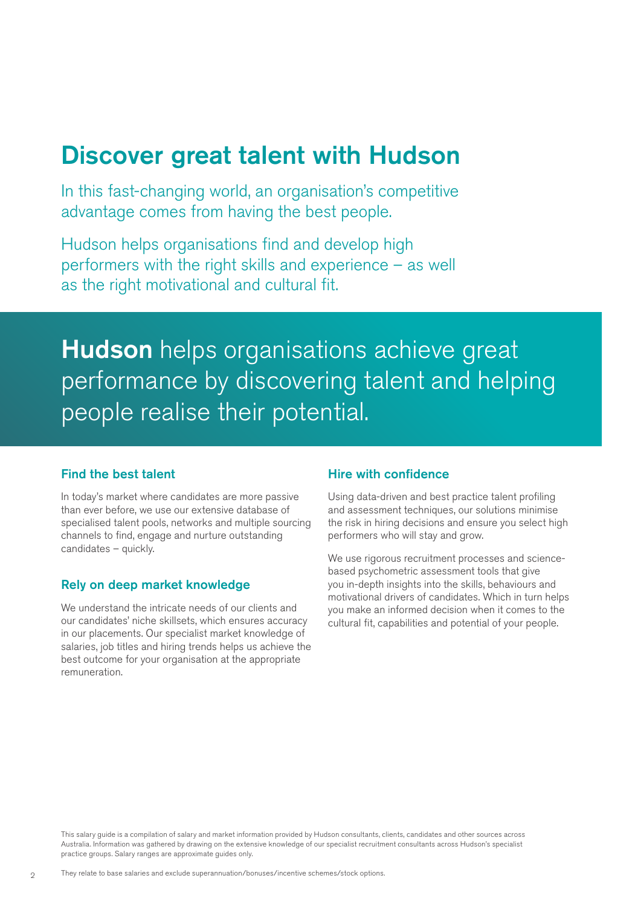# Discover great talent with Hudson

In this fast-changing world, an organisation's competitive advantage comes from having the best people.

Hudson helps organisations find and develop high performers with the right skills and experience – as well as the right motivational and cultural fit.

**Hudson** helps organisations achieve great performance by discovering talent and helping people realise their potential.

### Find the best talent

In today's market where candidates are more passive than ever before, we use our extensive database of specialised talent pools, networks and multiple sourcing channels to find, engage and nurture outstanding candidates – quickly.

### Rely on deep market knowledge

We understand the intricate needs of our clients and our candidates' niche skillsets, which ensures accuracy in our placements. Our specialist market knowledge of salaries, job titles and hiring trends helps us achieve the best outcome for your organisation at the appropriate remuneration.

### Hire with confidence

Using data-driven and best practice talent profiling and assessment techniques, our solutions minimise the risk in hiring decisions and ensure you select high performers who will stay and grow.

We use rigorous recruitment processes and science-based psychometric assessment tools that give you in-depth insights into the skills, behaviours and motivational drivers of candidates. Which in turn helps you make an informed decision when it comes to the cultural fit, capabilities and potential of your people.

This salary guide is a compilation of salary and market information provided by Hudson consultants, clients, candidates and other sources across Australia. Information was gathered by drawing on the extensive knowledge of our specialist recruitment consultants across Hudson's specialist practice groups. Salary ranges are approximate guides only.

They relate to base salaries and exclude superannuation/bonuses/incentive schemes/stock options.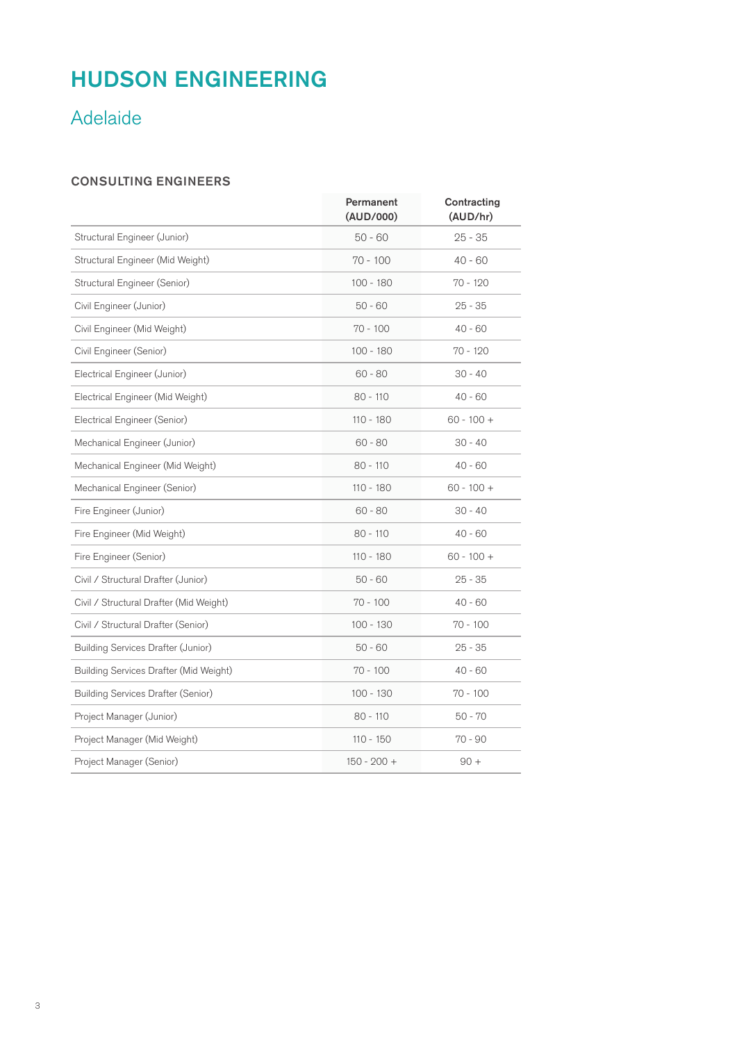# HUDSON ENGINEERING

## Adelaide

### CONSULTING ENGINEERS

| | Permanent (AUD/000) | Contracting (AUD/hr) |
|---|---|---|
| Structural Engineer (Junior) | 50 - 60 | 25 - 35 |
| Structural Engineer (Mid Weight) | 70 - 100 | 40 - 60 |
| Structural Engineer (Senior) | 100 - 180 | 70 - 120 |
| Civil Engineer (Junior) | 50 - 60 | 25 - 35 |
| Civil Engineer (Mid Weight) | 70 - 100 | 40 - 60 |
| Civil Engineer (Senior) | 100 - 180 | 70 - 120 |
| Electrical Engineer (Junior) | 60 - 80 | 30 - 40 |
| Electrical Engineer (Mid Weight) | 80 - 110 | 40 - 60 |
| Electrical Engineer (Senior) | 110 - 180 | 60 - 100 + |
| Mechanical Engineer (Junior) | 60 - 80 | 30 - 40 |
| Mechanical Engineer (Mid Weight) | 80 - 110 | 40 - 60 |
| Mechanical Engineer (Senior) | 110 - 180 | 60 - 100 + |
| Fire Engineer (Junior) | 60 - 80 | 30 - 40 |
| Fire Engineer (Mid Weight) | 80 - 110 | 40 - 60 |
| Fire Engineer (Senior) | 110 - 180 | 60 - 100 + |
| Civil / Structural Drafter (Junior) | 50 - 60 | 25 - 35 |
| Civil / Structural Drafter (Mid Weight) | 70 - 100 | 40 - 60 |
| Civil / Structural Drafter (Senior) | 100 - 130 | 70 - 100 |
| Building Services Drafter (Junior) | 50 - 60 | 25 - 35 |
| Building Services Drafter (Mid Weight) | 70 - 100 | 40 - 60 |
| Building Services Drafter (Senior) | 100 - 130 | 70 - 100 |
| Project Manager (Junior) | 80 - 110 | 50 - 70 |
| Project Manager (Mid Weight) | 110 - 150 | 70 - 90 |
| Project Manager (Senior) | 150 - 200 + | 90 + |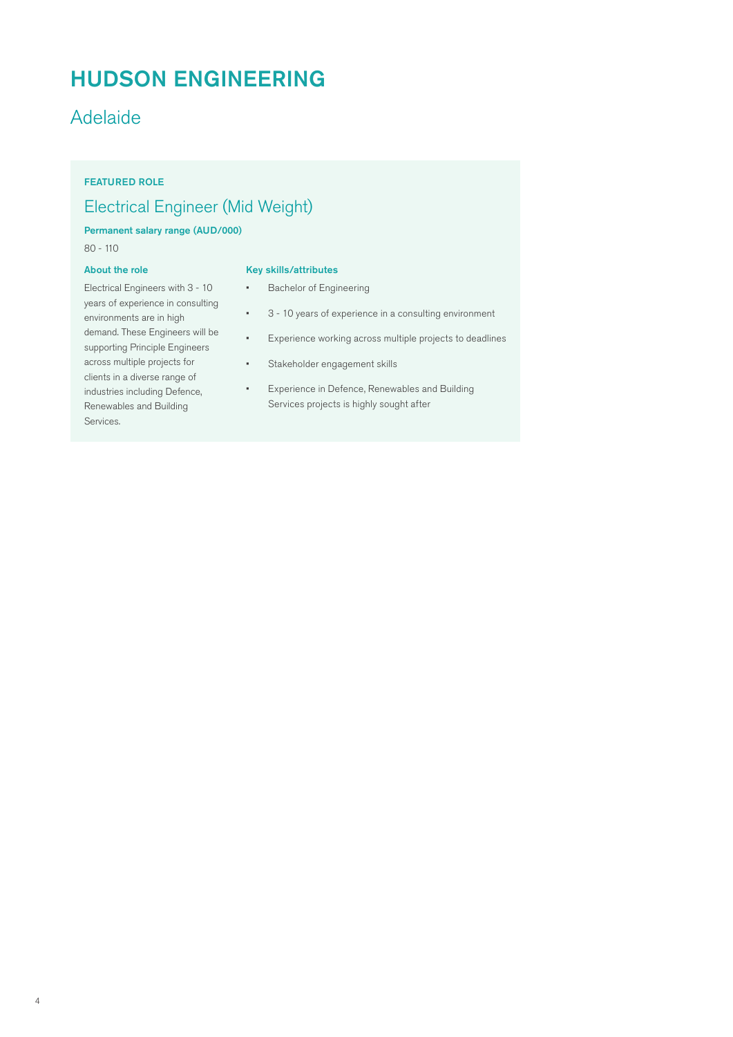# HUDSON ENGINEERING

## Adelaide

### FEATURED ROLE

## Electrical Engineer (Mid Weight)

**Permanent salary range (AUD/000)**

80 - 110

**About the role**

Electrical Engineers with 3 - 10 years of experience in consulting environments are in high demand. These Engineers will be supporting Principle Engineers across multiple projects for clients in a diverse range of industries including Defence, Renewables and Building Services.

**Key skills/attributes**

- Bachelor of Engineering
- 3 - 10 years of experience in a consulting environment
- Experience working across multiple projects to deadlines
- Stakeholder engagement skills
- Experience in Defence, Renewables and Building Services projects is highly sought after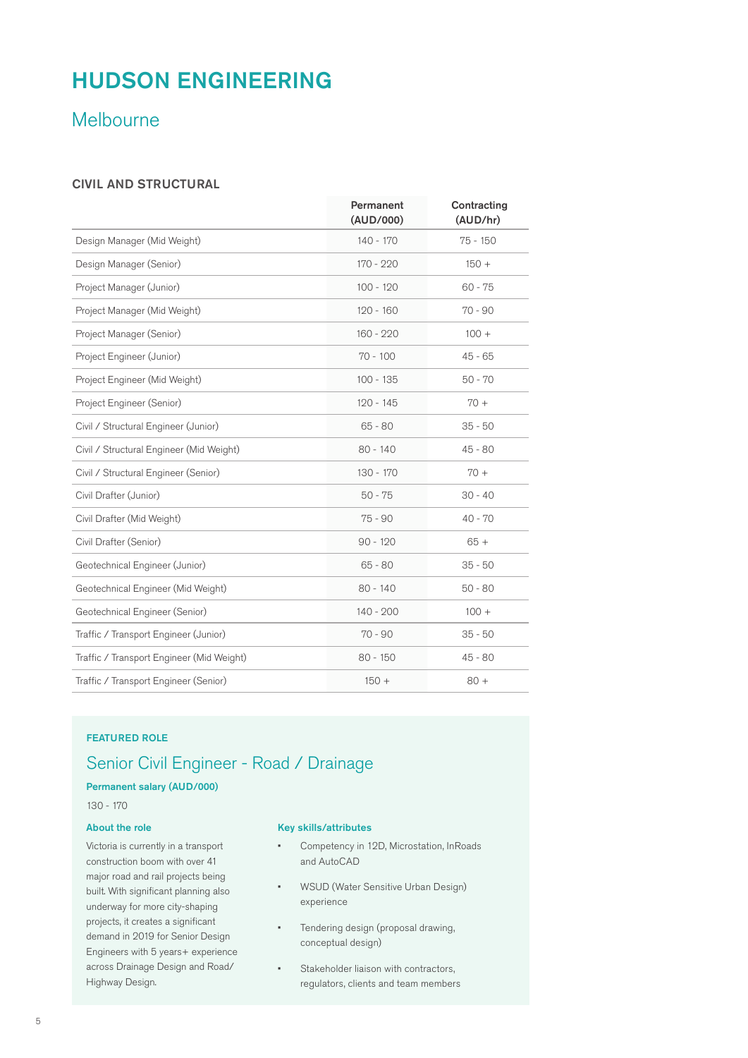# HUDSON ENGINEERING

## Melbourne

### CIVIL AND STRUCTURAL

| | Permanent (AUD/000) | Contracting (AUD/hr) |
|---|---|---|
| Design Manager (Mid Weight) | 140 - 170 | 75 - 150 |
| Design Manager (Senior) | 170 - 220 | 150 + |
| Project Manager (Junior) | 100 - 120 | 60 - 75 |
| Project Manager (Mid Weight) | 120 - 160 | 70 - 90 |
| Project Manager (Senior) | 160 - 220 | 100 + |
| Project Engineer (Junior) | 70 - 100 | 45 - 65 |
| Project Engineer (Mid Weight) | 100 - 135 | 50 - 70 |
| Project Engineer (Senior) | 120 - 145 | 70 + |
| Civil / Structural Engineer (Junior) | 65 - 80 | 35 - 50 |
| Civil / Structural Engineer (Mid Weight) | 80 - 140 | 45 - 80 |
| Civil / Structural Engineer (Senior) | 130 - 170 | 70 + |
| Civil Drafter (Junior) | 50 - 75 | 30 - 40 |
| Civil Drafter (Mid Weight) | 75 - 90 | 40 - 70 |
| Civil Drafter (Senior) | 90 - 120 | 65 + |
| Geotechnical Engineer (Junior) | 65 - 80 | 35 - 50 |
| Geotechnical Engineer (Mid Weight) | 80 - 140 | 50 - 80 |
| Geotechnical Engineer (Senior) | 140 - 200 | 100 + |
| Traffic / Transport Engineer (Junior) | 70 - 90 | 35 - 50 |
| Traffic / Transport Engineer (Mid Weight) | 80 - 150 | 45 - 80 |
| Traffic / Transport Engineer (Senior) | 150 + | 80 + |

**FEATURED ROLE**

### Senior Civil Engineer - Road / Drainage

**Permanent salary (AUD/000)**

130 - 170

**About the role**

Victoria is currently in a transport construction boom with over 41 major road and rail projects being built. With significant planning also underway for more city-shaping projects, it creates a significant demand in 2019 for Senior Design Engineers with 5 years+ experience across Drainage Design and Road/ Highway Design.

**Key skills/attributes**

- Competency in 12D, Microstation, InRoads and AutoCAD
- WSUD (Water Sensitive Urban Design) experience
- Tendering design (proposal drawing, conceptual design)
- Stakeholder liaison with contractors, regulators, clients and team members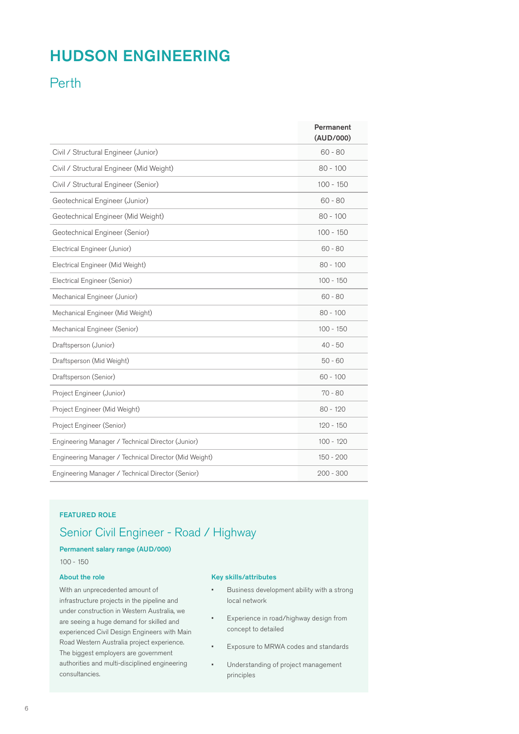# HUDSON ENGINEERING

## Perth

| | Permanent (AUD/000) |
|---|---|
| Civil / Structural Engineer (Junior) | 60 - 80 |
| Civil / Structural Engineer (Mid Weight) | 80 - 100 |
| Civil / Structural Engineer (Senior) | 100 - 150 |
| Geotechnical Engineer (Junior) | 60 - 80 |
| Geotechnical Engineer (Mid Weight) | 80 - 100 |
| Geotechnical Engineer (Senior) | 100 - 150 |
| Electrical Engineer (Junior) | 60 - 80 |
| Electrical Engineer (Mid Weight) | 80 - 100 |
| Electrical Engineer (Senior) | 100 - 150 |
| Mechanical Engineer (Junior) | 60 - 80 |
| Mechanical Engineer (Mid Weight) | 80 - 100 |
| Mechanical Engineer (Senior) | 100 - 150 |
| Draftsperson (Junior) | 40 - 50 |
| Draftsperson (Mid Weight) | 50 - 60 |
| Draftsperson (Senior) | 60 - 100 |
| Project Engineer (Junior) | 70 - 80 |
| Project Engineer (Mid Weight) | 80 - 120 |
| Project Engineer (Senior) | 120 - 150 |
| Engineering Manager / Technical Director (Junior) | 100 - 120 |
| Engineering Manager / Technical Director (Mid Weight) | 150 - 200 |
| Engineering Manager / Technical Director (Senior) | 200 - 300 |

**FEATURED ROLE**

### Senior Civil Engineer - Road / Highway

**Permanent salary range (AUD/000)**

100 - 150

**About the role**

With an unprecedented amount of infrastructure projects in the pipeline and under construction in Western Australia, we are seeing a huge demand for skilled and experienced Civil Design Engineers with Main Road Western Australia project experience. The biggest employers are government authorities and multi-disciplined engineering consultancies.

**Key skills/attributes**

- Business development ability with a strong local network
- Experience in road/highway design from concept to detailed
- Exposure to MRWA codes and standards
- Understanding of project management principles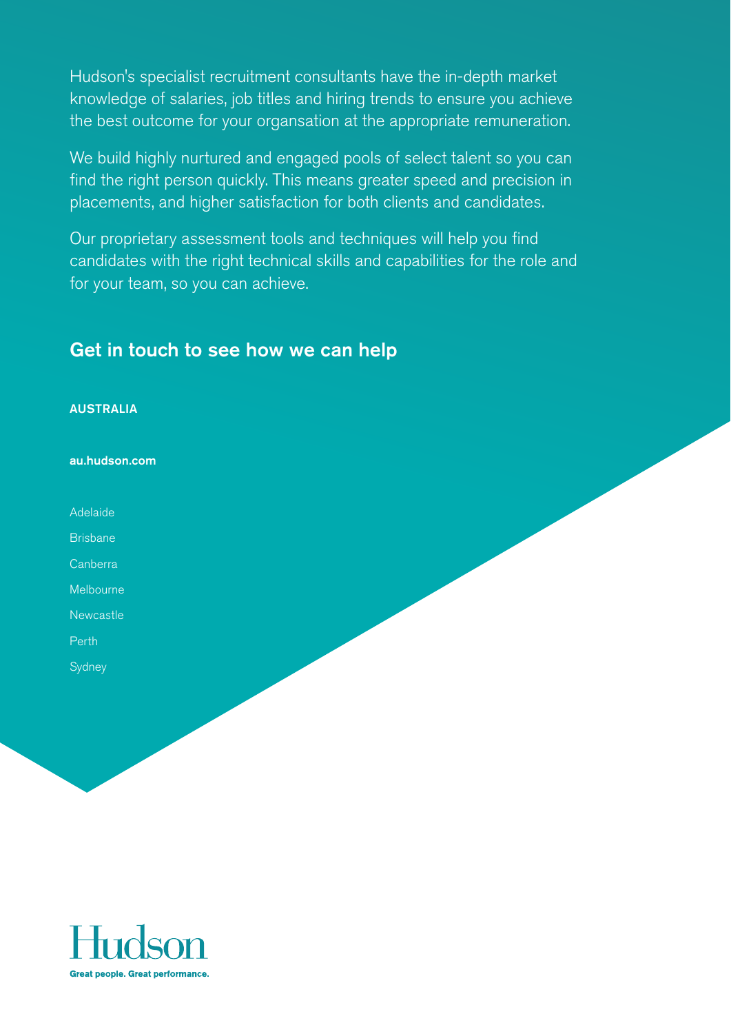Hudson's specialist recruitment consultants have the in-depth market knowledge of salaries, job titles and hiring trends to ensure you achieve the best outcome for your organsation at the appropriate remuneration.

We build highly nurtured and engaged pools of select talent so you can find the right person quickly. This means greater speed and precision in placements, and higher satisfaction for both clients and candidates.

Our proprietary assessment tools and techniques will help you find candidates with the right technical skills and capabilities for the role and for your team, so you can achieve.

## Get in touch to see how we can help

**AUSTRALIA**

**au.hudson.com**

Adelaide

Brisbane

Canberra

Melbourne

Newcastle

Perth

Sydney

Hudson

**Great people. Great performance.**